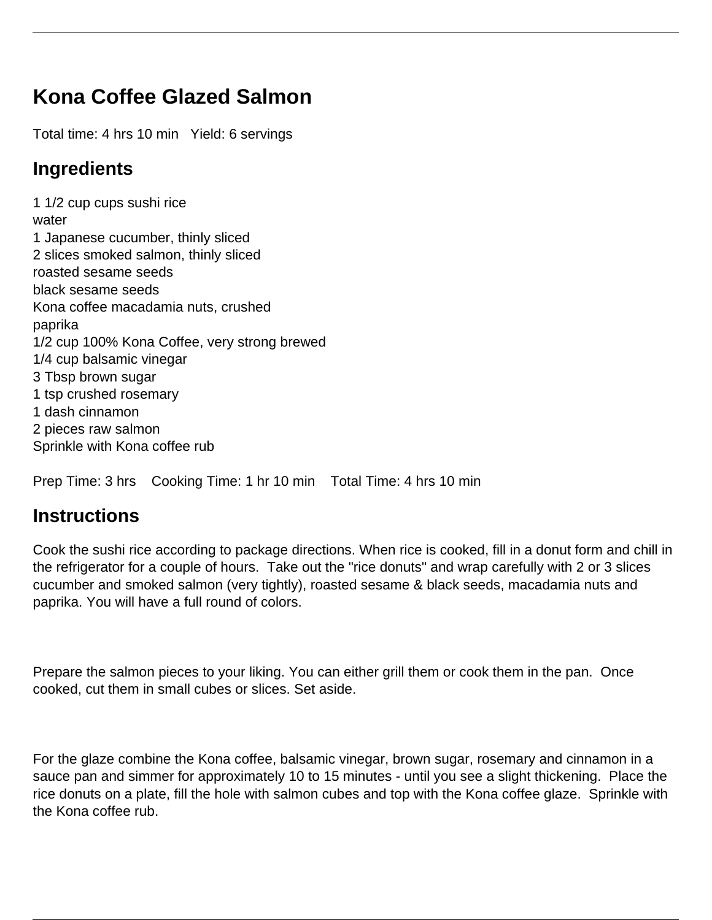# Kona Coffee Glazed Salmon

Total time: 4 hrs 10 min   Yield: 6 servings

## Ingredients

1 1/2 cup cups sushi rice
water
1 Japanese cucumber, thinly sliced
2 slices smoked salmon, thinly sliced
roasted sesame seeds
black sesame seeds
Kona coffee macadamia nuts, crushed
paprika
1/2 cup 100% Kona Coffee, very strong brewed
1/4 cup balsamic vinegar
3 Tbsp brown sugar
1 tsp crushed rosemary
1 dash cinnamon
2 pieces raw salmon
Sprinkle with Kona coffee rub

Prep Time: 3 hrs    Cooking Time: 1 hr 10 min    Total Time: 4 hrs 10 min

## Instructions

Cook the sushi rice according to package directions. When rice is cooked, fill in a donut form and chill in the refrigerator for a couple of hours.  Take out the "rice donuts" and wrap carefully with 2 or 3 slices cucumber and smoked salmon (very tightly), roasted sesame & black seeds, macadamia nuts and paprika. You will have a full round of colors.

Prepare the salmon pieces to your liking. You can either grill them or cook them in the pan.  Once cooked, cut them in small cubes or slices. Set aside.

For the glaze combine the Kona coffee, balsamic vinegar, brown sugar, rosemary and cinnamon in a sauce pan and simmer for approximately 10 to 15 minutes - until you see a slight thickening.  Place the rice donuts on a plate, fill the hole with salmon cubes and top with the Kona coffee glaze.  Sprinkle with the Kona coffee rub.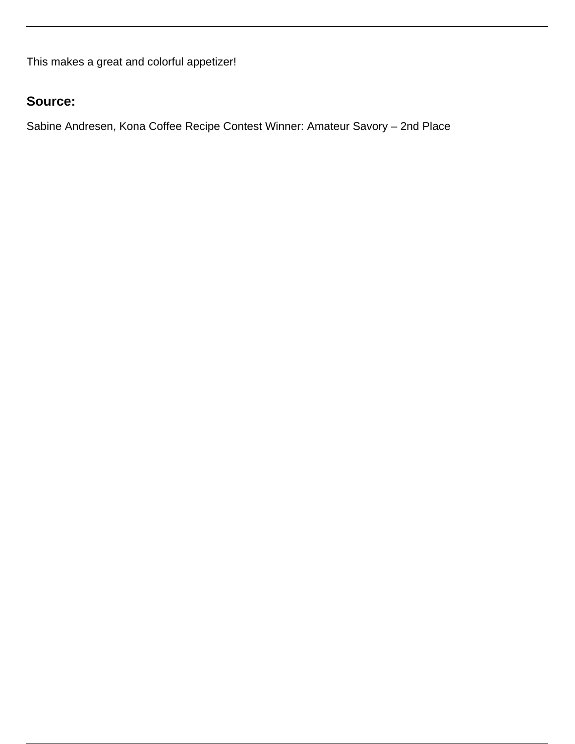This makes a great and colorful appetizer!

## Source:

Sabine Andresen, Kona Coffee Recipe Contest Winner: Amateur Savory – 2nd Place